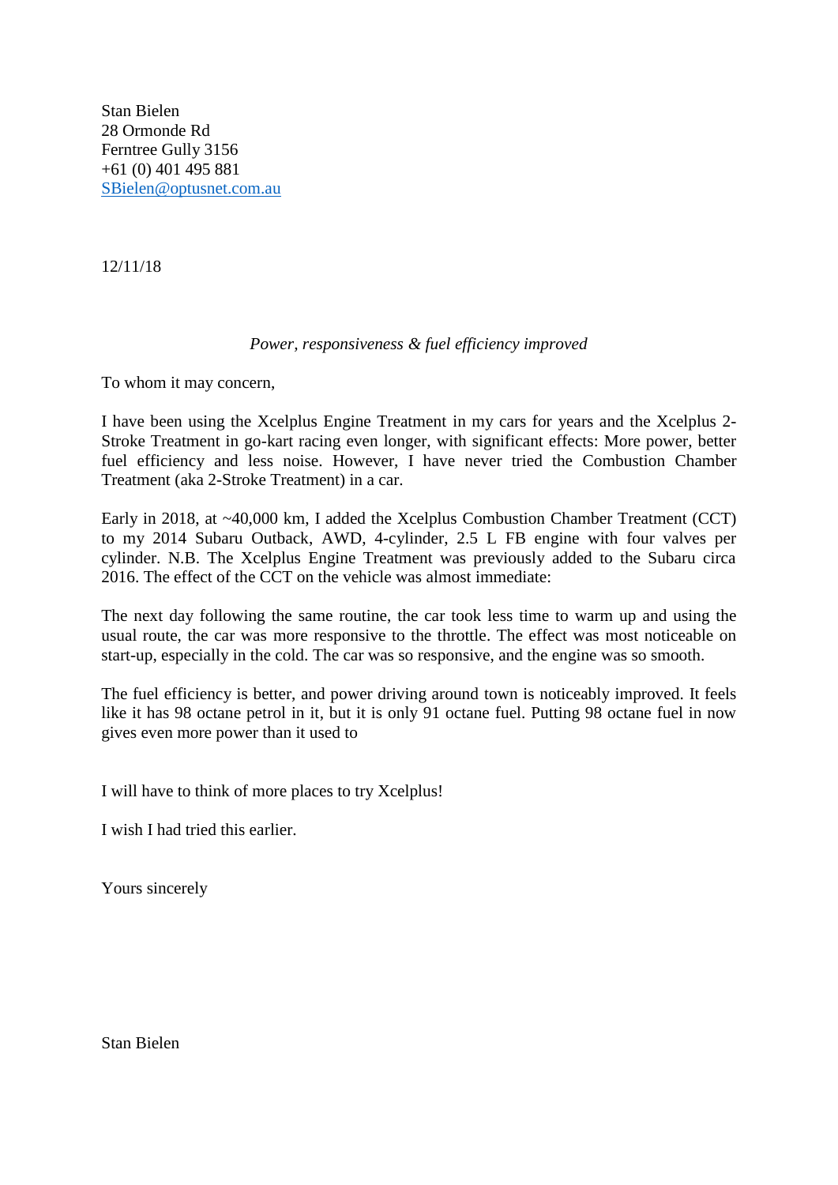Stan Bielen  
28 Ormonde Rd  
Ferntree Gully 3156  
+61 (0) 401 495 881  
SBielen@optusnet.com.au

12/11/18

*Power, responsiveness & fuel efficiency improved*

To whom it may concern,

I have been using the Xcelplus Engine Treatment in my cars for years and the Xcelplus 2-Stroke Treatment in go-kart racing even longer, with significant effects: More power, better fuel efficiency and less noise. However, I have never tried the Combustion Chamber Treatment (aka 2-Stroke Treatment) in a car.

Early in 2018, at ~40,000 km, I added the Xcelplus Combustion Chamber Treatment (CCT) to my 2014 Subaru Outback, AWD, 4-cylinder, 2.5 L FB engine with four valves per cylinder. N.B. The Xcelplus Engine Treatment was previously added to the Subaru circa 2016. The effect of the CCT on the vehicle was almost immediate:

The next day following the same routine, the car took less time to warm up and using the usual route, the car was more responsive to the throttle. The effect was most noticeable on start-up, especially in the cold. The car was so responsive, and the engine was so smooth.

The fuel efficiency is better, and power driving around town is noticeably improved. It feels like it has 98 octane petrol in it, but it is only 91 octane fuel. Putting 98 octane fuel in now gives even more power than it used to

I will have to think of more places to try Xcelplus!

I wish I had tried this earlier.

Yours sincerely

Stan Bielen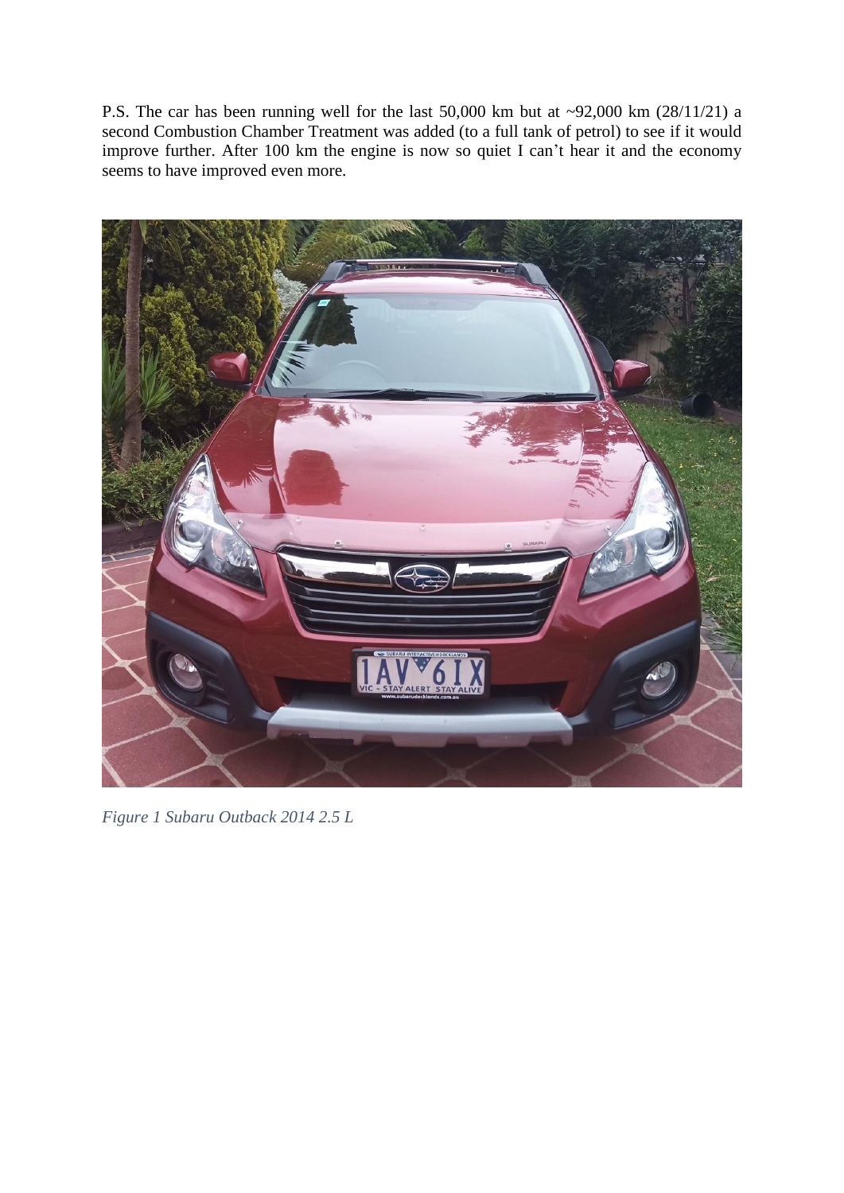P.S. The car has been running well for the last 50,000 km but at ~92,000 km (28/11/21) a second Combustion Chamber Treatment was added (to a full tank of petrol) to see if it would improve further. After 100 km the engine is now so quiet I can't hear it and the economy seems to have improved even more.

*Figure 1 Subaru Outback 2014 2.5 L*